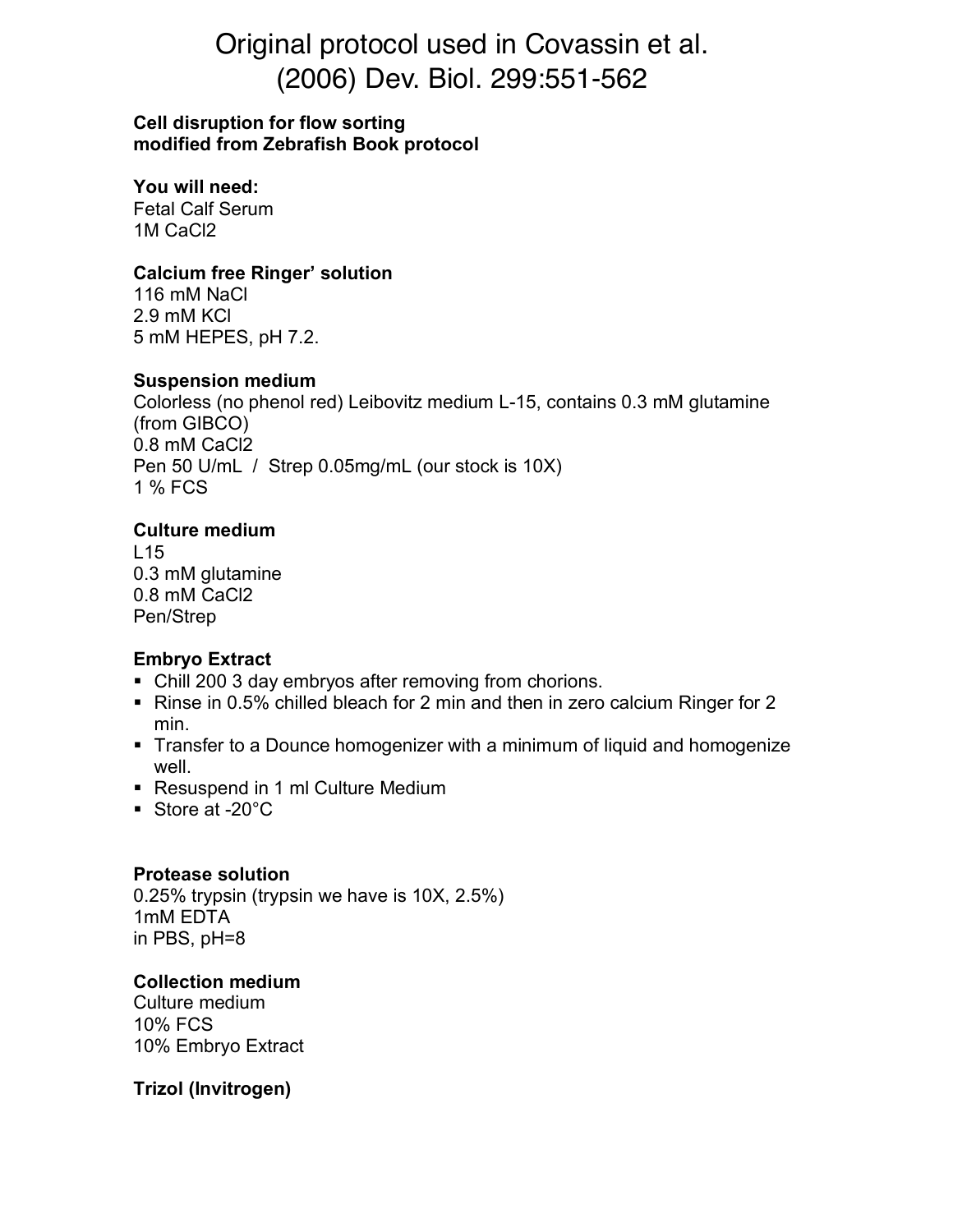# Original protocol used in Covassin et al. (2006) Dev. Biol. 299:551-562

**Cell disruption for flow sorting**
**modified from Zebrafish Book protocol**

**You will need:**
Fetal Calf Serum
1M $CaCl_2$

**Calcium free Ringer' solution**
116 mM NaCl
2.9 mM KCl
5 mM HEPES, pH 7.2.

**Suspension medium**
Colorless (no phenol red) Leibovitz medium L-15, contains 0.3 mM glutamine (from GIBCO)
0.8 mM $CaCl_2$
Pen 50 U/mL / Strep 0.05mg/mL (our stock is 10X)
1 % FCS

**Culture medium**
L15
0.3 mM glutamine
0.8 mM $CaCl_2$
Pen/Strep

**Embryo Extract**

- Chill 200 3 day embryos after removing from chorions.
- Rinse in 0.5% chilled bleach for 2 min and then in zero calcium Ringer for 2 min.
- Transfer to a Dounce homogenizer with a minimum of liquid and homogenize well.
- Resuspend in 1 ml Culture Medium
- Store at -20°C

**Protease solution**
0.25% trypsin (trypsin we have is 10X, 2.5%)
1mM EDTA
in PBS, pH=8

**Collection medium**
Culture medium
10% FCS
10% Embryo Extract

**Trizol (Invitrogen)**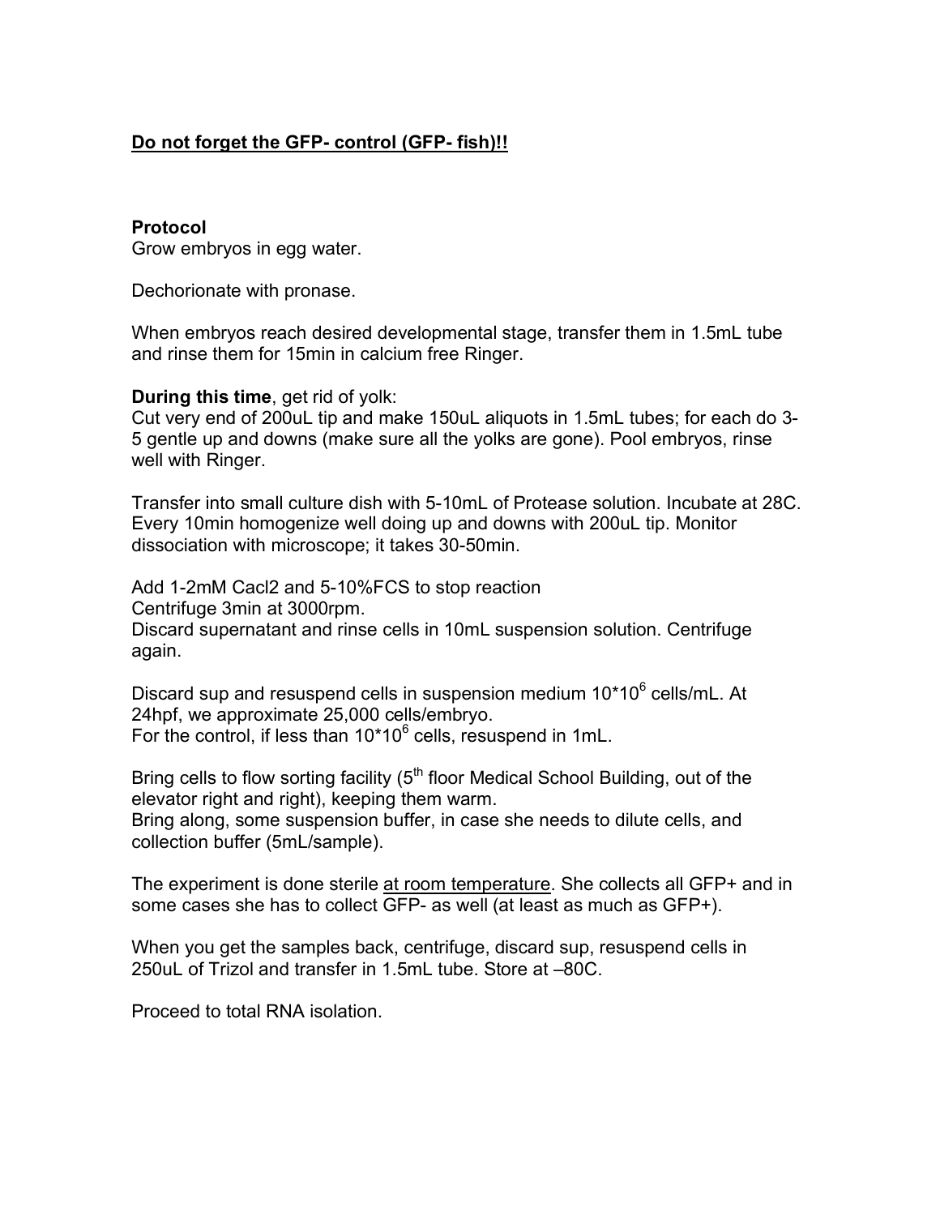**<u>Do not forget the GFP- control (GFP- fish)!!</u>**

**Protocol**
Grow embryos in egg water.

Dechorionate with pronase.

When embryos reach desired developmental stage, transfer them in 1.5mL tube and rinse them for 15min in calcium free Ringer.

**During this time**, get rid of yolk:
Cut very end of 200uL tip and make 150uL aliquots in 1.5mL tubes; for each do 3-5 gentle up and downs (make sure all the yolks are gone). Pool embryos, rinse well with Ringer.

Transfer into small culture dish with 5-10mL of Protease solution. Incubate at 28C. Every 10min homogenize well doing up and downs with 200uL tip. Monitor dissociation with microscope; it takes 30-50min.

Add 1-2mM Cacl2 and 5-10%FCS to stop reaction
Centrifuge 3min at 3000rpm.
Discard supernatant and rinse cells in 10mL suspension solution. Centrifuge again.

Discard sup and resuspend cells in suspension medium $10*10^6$ cells/mL. At 24hpf, we approximate 25,000 cells/embryo.
For the control, if less than $10*10^6$ cells, resuspend in 1mL.

Bring cells to flow sorting facility (5th floor Medical School Building, out of the elevator right and right), keeping them warm.
Bring along, some suspension buffer, in case she needs to dilute cells, and collection buffer (5mL/sample).

The experiment is done sterile <u>at room temperature</u>. She collects all GFP+ and in some cases she has to collect GFP- as well (at least as much as GFP+).

When you get the samples back, centrifuge, discard sup, resuspend cells in 250uL of Trizol and transfer in 1.5mL tube. Store at –80C.

Proceed to total RNA isolation.